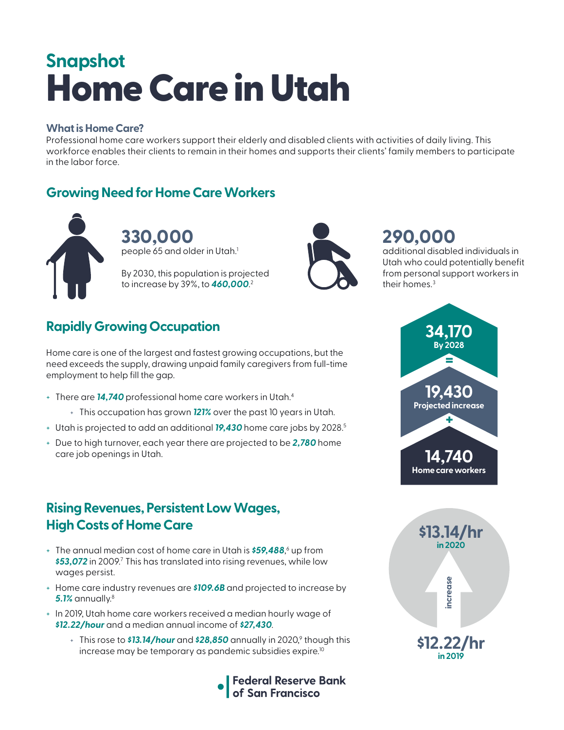## Snapshot

# Home Care in Utah

### What is Home Care?

Professional home care workers support their elderly and disabled clients with activities of daily living. This workforce enables their clients to remain in their homes and supports their clients' family members to participate in the labor force.

## Growing Need for Home Care Workers

**330,000**
people 65 and older in Utah.[1]

By 2030, this population is projected to increase by 39%, to ***460,000***.[2]

**290,000**
additional disabled individuals in Utah who could potentially benefit from personal support workers in their homes.[3]

## Rapidly Growing Occupation

Home care is one of the largest and fastest growing occupations, but the need exceeds the supply, drawing unpaid family caregivers from full-time employment to help fill the gap.

- There are ***14,740*** professional home care workers in Utah.[4]
  - This occupation has grown ***121%*** over the past 10 years in Utah.
- Utah is projected to add an additional ***19,430*** home care jobs by 2028.[5]
- Due to high turnover, each year there are projected to be ***2,780*** home care job openings in Utah.

**34,170**
By 2028

=

**19,430**
Projected increase

+

**14,740**
Home care workers

## Rising Revenues, Persistent Low Wages, High Costs of Home Care

- The annual median cost of home care in Utah is ***$59,488***,[6] up from ***$53,072*** in 2009.[7] This has translated into rising revenues, while low wages persist.
- Home care industry revenues are ***$109.6B*** and projected to increase by ***5.1%*** annually.[8]
- In 2019, Utah home care workers received a median hourly wage of ***$12.22/hour*** and a median annual income of ***$27,430***.
  - This rose to ***$13.14/hour*** and ***$28,850*** annually in 2020,[9] though this increase may be temporary as pandemic subsidies expire.[10]

**$13.14/hr**
in 2020

increase

**$12.22/hr**
in 2019

Federal Reserve Bank of San Francisco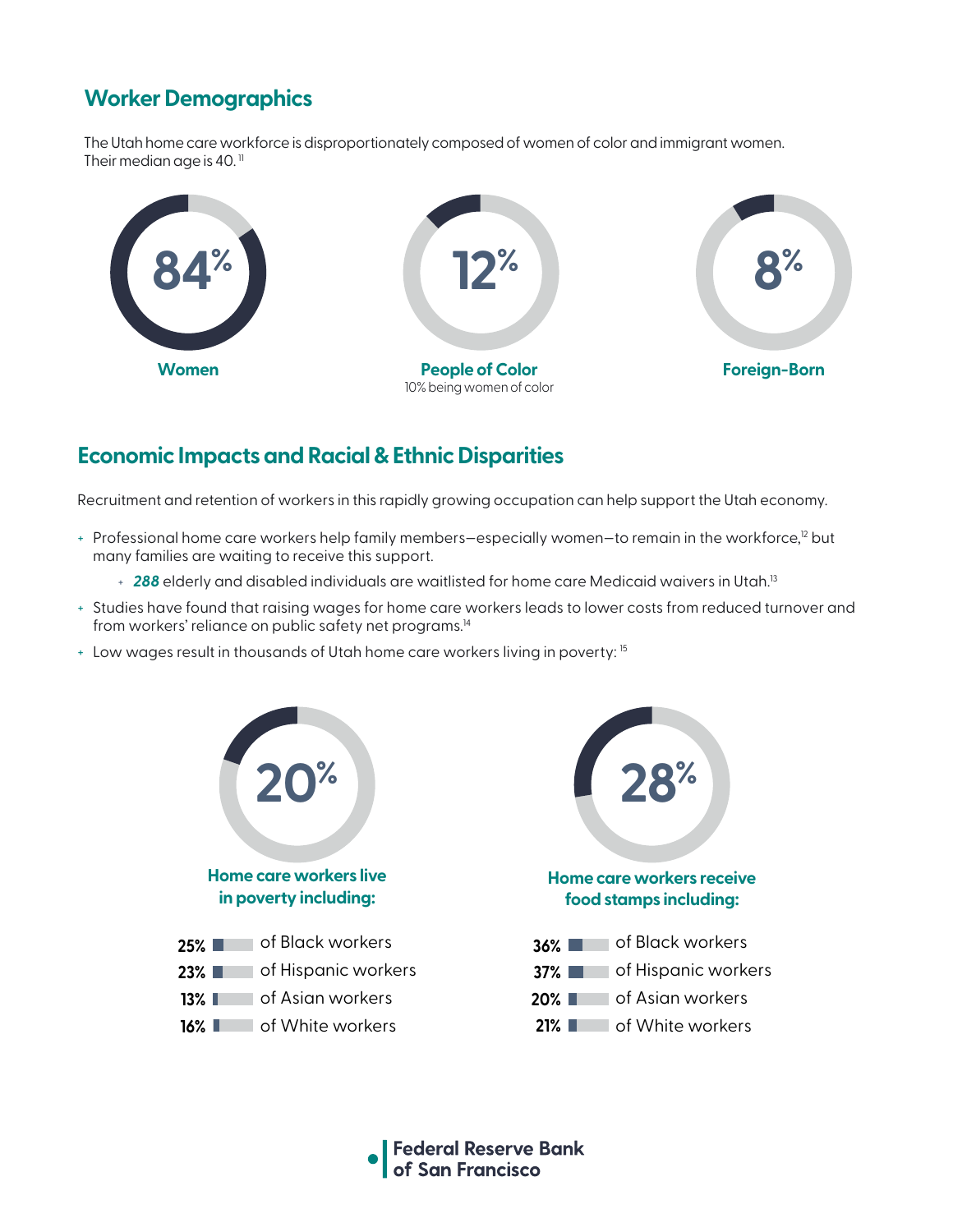## Worker Demographics

The Utah home care workforce is disproportionately composed of women of color and immigrant women. Their median age is 40.[11]

**84%**

**Women**

**12%**

**People of Color**

10% being women of color

**8%**

**Foreign-Born**

## Economic Impacts and Racial & Ethnic Disparities

Recruitment and retention of workers in this rapidly growing occupation can help support the Utah economy.

- Professional home care workers help family members—especially women—to remain in the workforce,[12] but many families are waiting to receive this support.
  - ***288*** elderly and disabled individuals are waitlisted for home care Medicaid waivers in Utah.[13]
- Studies have found that raising wages for home care workers leads to lower costs from reduced turnover and from workers' reliance on public safety net programs.[14]
- Low wages result in thousands of Utah home care workers living in poverty: [15]

**20%**

**Home care workers live in poverty including:**

- **25%** of Black workers
- **23%** of Hispanic workers
- **13%** of Asian workers
- **16%** of White workers

**28%**

**Home care workers receive food stamps including:**

- **36%** of Black workers
- **37%** of Hispanic workers
- **20%** of Asian workers
- **21%** of White workers

Federal Reserve Bank of San Francisco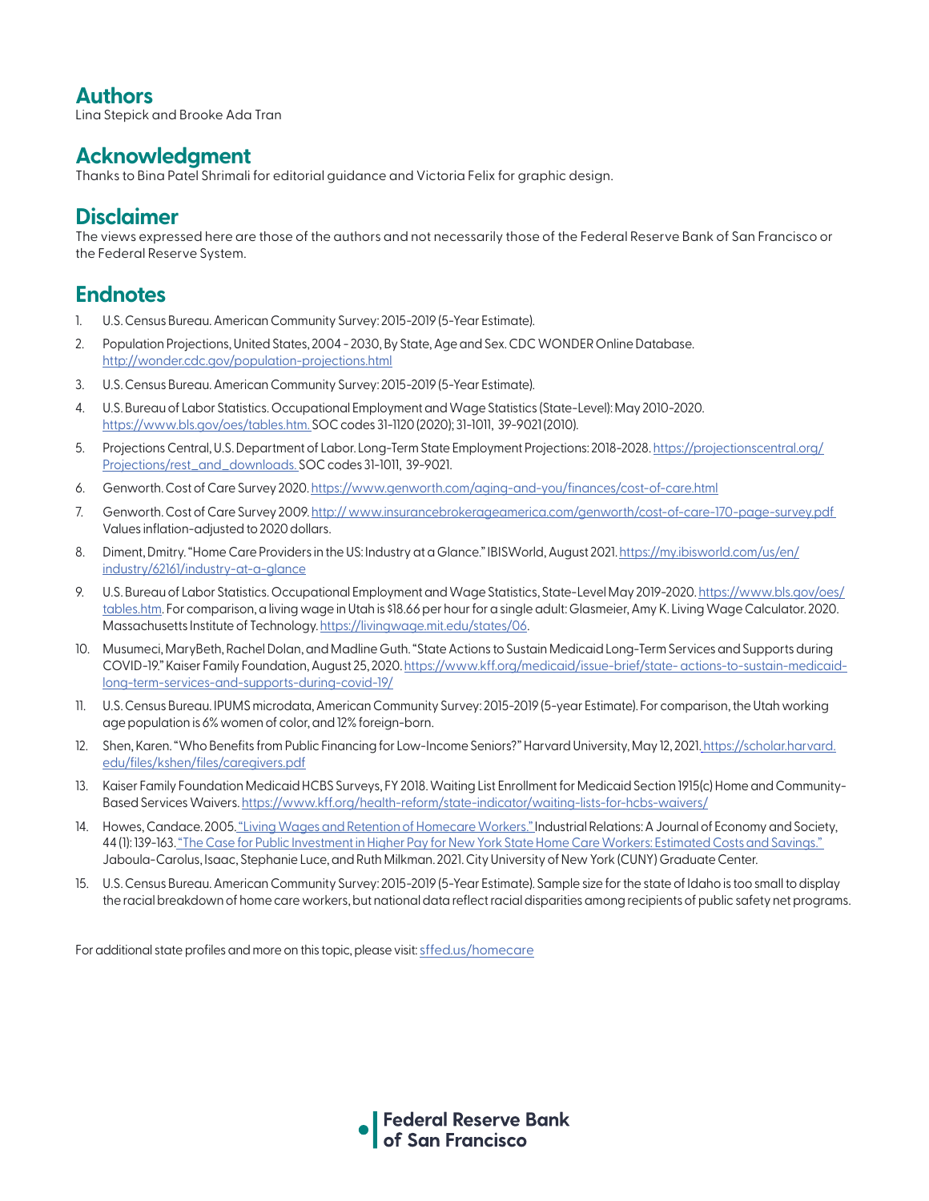## Authors

Lina Stepick and Brooke Ada Tran

## Acknowledgment

Thanks to Bina Patel Shrimali for editorial guidance and Victoria Felix for graphic design.

## Disclaimer

The views expressed here are those of the authors and not necessarily those of the Federal Reserve Bank of San Francisco or the Federal Reserve System.

## Endnotes

1. U.S. Census Bureau. American Community Survey: 2015-2019 (5-Year Estimate).
2. Population Projections, United States, 2004 - 2030, By State, Age and Sex. CDC WONDER Online Database. http://wonder.cdc.gov/population-projections.html
3. U.S. Census Bureau. American Community Survey: 2015-2019 (5-Year Estimate).
4. U.S. Bureau of Labor Statistics. Occupational Employment and Wage Statistics (State-Level): May 2010-2020. https://www.bls.gov/oes/tables.htm. SOC codes 31-1120 (2020); 31-1011, 39-9021 (2010).
5. Projections Central, U.S. Department of Labor. Long-Term State Employment Projections: 2018-2028. https://projectionscentral.org/Projections/rest_and_downloads. SOC codes 31-1011, 39-9021.
6. Genworth. Cost of Care Survey 2020. https://www.genworth.com/aging-and-you/finances/cost-of-care.html
7. Genworth. Cost of Care Survey 2009. http:// www.insurancebrokerageamerica.com/genworth/cost-of-care-170-page-survey.pdf Values inflation-adjusted to 2020 dollars.
8. Diment, Dmitry. "Home Care Providers in the US: Industry at a Glance." IBISWorld, August 2021. https://my.ibisworld.com/us/en/industry/62161/industry-at-a-glance
9. U.S. Bureau of Labor Statistics. Occupational Employment and Wage Statistics, State-Level May 2019-2020. https://www.bls.gov/oes/tables.htm. For comparison, a living wage in Utah is $18.66 per hour for a single adult: Glasmeier, Amy K. Living Wage Calculator. 2020. Massachusetts Institute of Technology. https://livingwage.mit.edu/states/06.
10. Musumeci, MaryBeth, Rachel Dolan, and Madline Guth. "State Actions to Sustain Medicaid Long-Term Services and Supports during COVID-19." Kaiser Family Foundation, August 25, 2020. https://www.kff.org/medicaid/issue-brief/state- actions-to-sustain-medicaid-long-term-services-and-supports-during-covid-19/
11. U.S. Census Bureau. IPUMS microdata, American Community Survey: 2015-2019 (5-year Estimate). For comparison, the Utah working age population is 6% women of color, and 12% foreign-born.
12. Shen, Karen. "Who Benefits from Public Financing for Low-Income Seniors?" Harvard University, May 12, 2021. https://scholar.harvard.edu/files/kshen/files/caregivers.pdf
13. Kaiser Family Foundation Medicaid HCBS Surveys, FY 2018. Waiting List Enrollment for Medicaid Section 1915(c) Home and Community-Based Services Waivers. https://www.kff.org/health-reform/state-indicator/waiting-lists-for-hcbs-waivers/
14. Howes, Candace. 2005. "Living Wages and Retention of Homecare Workers." Industrial Relations: A Journal of Economy and Society, 44 (1): 139-163. "The Case for Public Investment in Higher Pay for New York State Home Care Workers: Estimated Costs and Savings." Jaboula-Carolus, Isaac, Stephanie Luce, and Ruth Milkman. 2021. City University of New York (CUNY) Graduate Center.
15. U.S. Census Bureau. American Community Survey: 2015-2019 (5-Year Estimate). Sample size for the state of Idaho is too small to display the racial breakdown of home care workers, but national data reflect racial disparities among recipients of public safety net programs.

For additional state profiles and more on this topic, please visit: sffed.us/homecare

Federal Reserve Bank of San Francisco